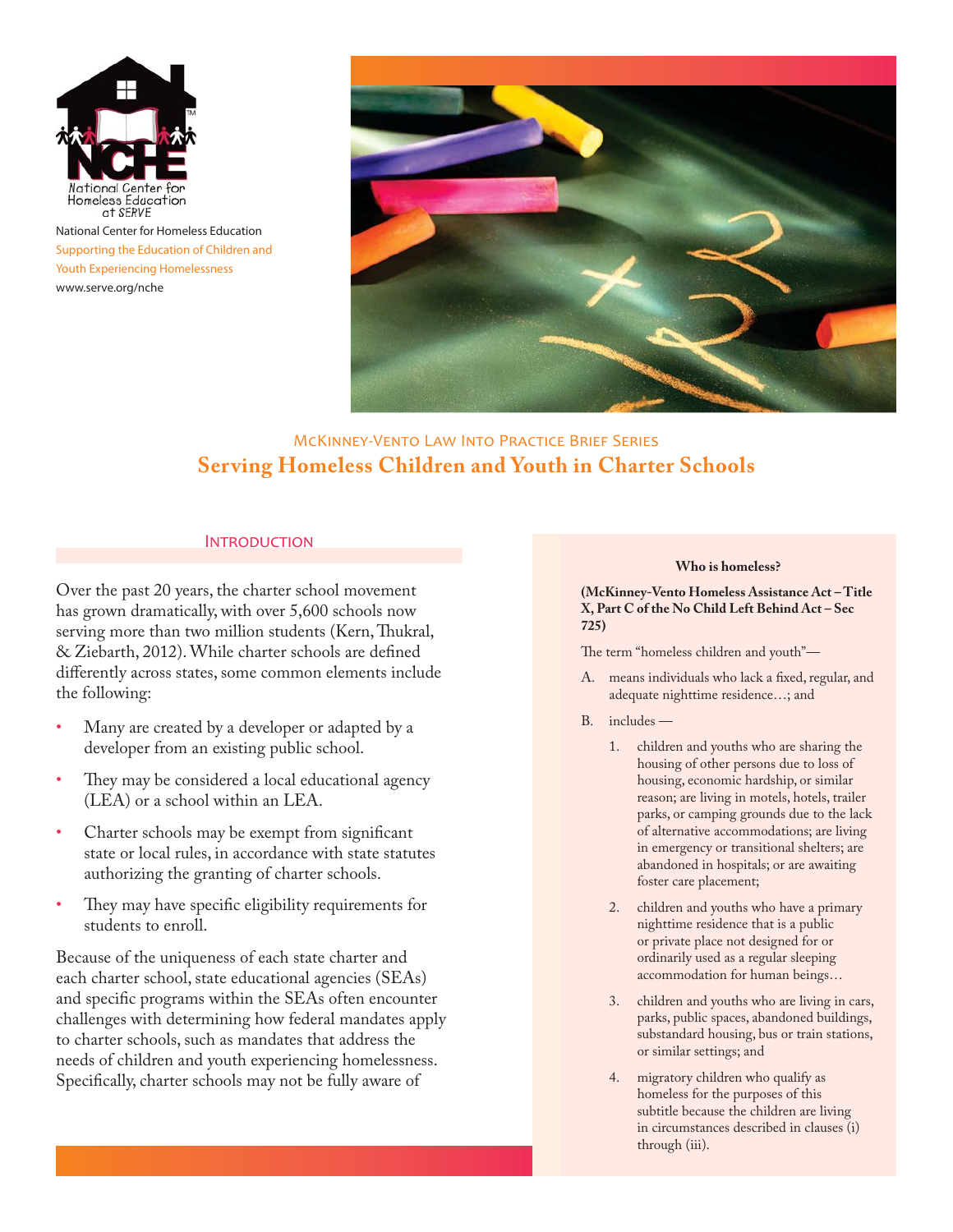National Center for Homeless Education
Supporting the Education of Children and Youth Experiencing Homelessness
www.serve.org/nche

McKinney-Vento Law Into Practice Brief Series

# Serving Homeless Children and Youth in Charter Schools

## Introduction

Over the past 20 years, the charter school movement has grown dramatically, with over 5,600 schools now serving more than two million students (Kern, Thukral, & Ziebarth, 2012). While charter schools are defined differently across states, some common elements include the following:

- Many are created by a developer or adapted by a developer from an existing public school.
- They may be considered a local educational agency (LEA) or a school within an LEA.
- Charter schools may be exempt from significant state or local rules, in accordance with state statutes authorizing the granting of charter schools.
- They may have specific eligibility requirements for students to enroll.

Because of the uniqueness of each state charter and each charter school, state educational agencies (SEAs) and specific programs within the SEAs often encounter challenges with determining how federal mandates apply to charter schools, such as mandates that address the needs of children and youth experiencing homelessness. Specifically, charter schools may not be fully aware of

**Who is homeless?**

**(McKinney-Vento Homeless Assistance Act – Title X, Part C of the No Child Left Behind Act – Sec 725)**

The term "homeless children and youth"—

A. means individuals who lack a fixed, regular, and adequate nighttime residence…; and

B. includes —

   1. children and youths who are sharing the housing of other persons due to loss of housing, economic hardship, or similar reason; are living in motels, hotels, trailer parks, or camping grounds due to the lack of alternative accommodations; are living in emergency or transitional shelters; are abandoned in hospitals; or are awaiting foster care placement;

   2. children and youths who have a primary nighttime residence that is a public or private place not designed for or ordinarily used as a regular sleeping accommodation for human beings…

   3. children and youths who are living in cars, parks, public spaces, abandoned buildings, substandard housing, bus or train stations, or similar settings; and

   4. migratory children who qualify as homeless for the purposes of this subtitle because the children are living in circumstances described in clauses (i) through (iii).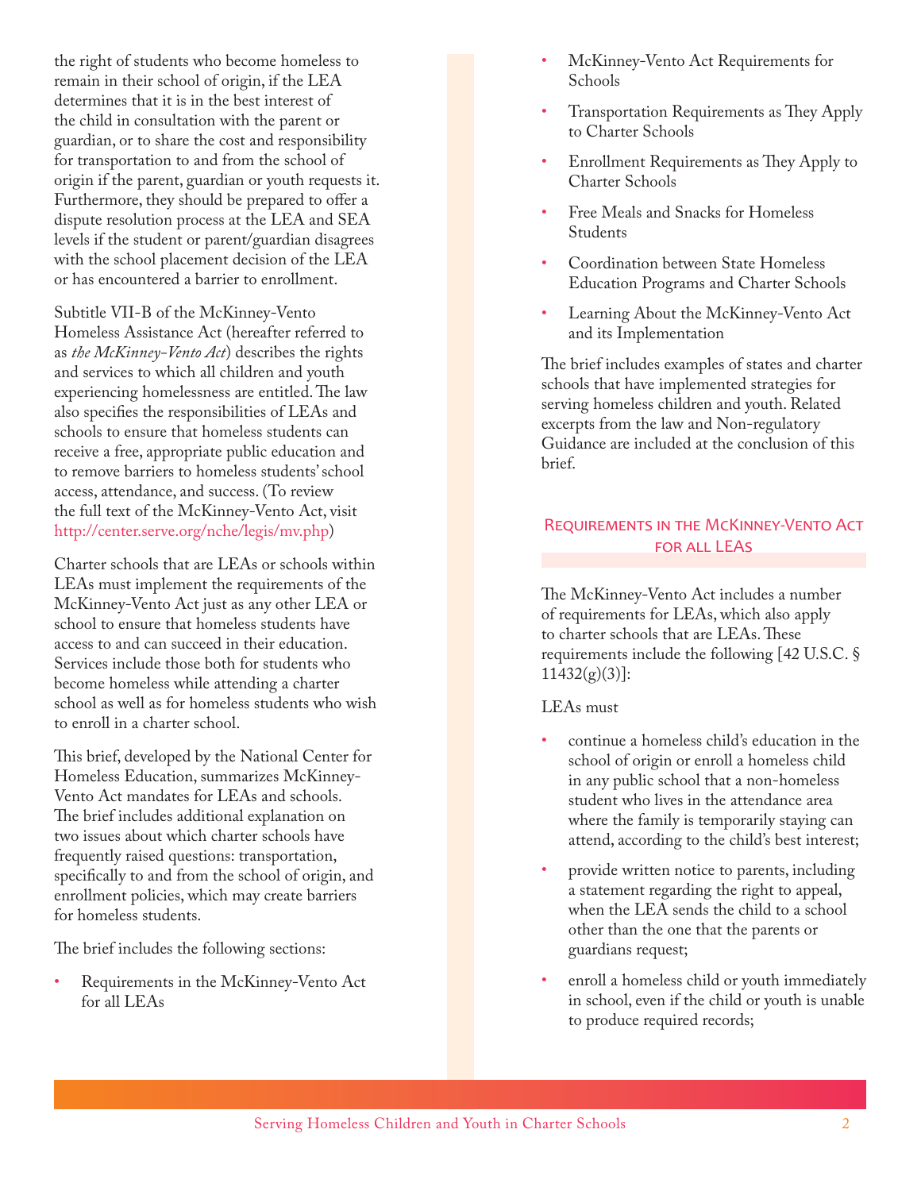the right of students who become homeless to remain in their school of origin, if the LEA determines that it is in the best interest of the child in consultation with the parent or guardian, or to share the cost and responsibility for transportation to and from the school of origin if the parent, guardian or youth requests it. Furthermore, they should be prepared to offer a dispute resolution process at the LEA and SEA levels if the student or parent/guardian disagrees with the school placement decision of the LEA or has encountered a barrier to enrollment.

Subtitle VII-B of the McKinney-Vento Homeless Assistance Act (hereafter referred to as *the McKinney-Vento Act*) describes the rights and services to which all children and youth experiencing homelessness are entitled. The law also specifies the responsibilities of LEAs and schools to ensure that homeless students can receive a free, appropriate public education and to remove barriers to homeless students' school access, attendance, and success. (To review the full text of the McKinney-Vento Act, visit http://center.serve.org/nche/legis/mv.php)

Charter schools that are LEAs or schools within LEAs must implement the requirements of the McKinney-Vento Act just as any other LEA or school to ensure that homeless students have access to and can succeed in their education. Services include those both for students who become homeless while attending a charter school as well as for homeless students who wish to enroll in a charter school.

This brief, developed by the National Center for Homeless Education, summarizes McKinney-Vento Act mandates for LEAs and schools. The brief includes additional explanation on two issues about which charter schools have frequently raised questions: transportation, specifically to and from the school of origin, and enrollment policies, which may create barriers for homeless students.

The brief includes the following sections:

- Requirements in the McKinney-Vento Act for all LEAs
- McKinney-Vento Act Requirements for Schools
- Transportation Requirements as They Apply to Charter Schools
- Enrollment Requirements as They Apply to Charter Schools
- Free Meals and Snacks for Homeless Students
- Coordination between State Homeless Education Programs and Charter Schools
- Learning About the McKinney-Vento Act and its Implementation

The brief includes examples of states and charter schools that have implemented strategies for serving homeless children and youth. Related excerpts from the law and Non-regulatory Guidance are included at the conclusion of this brief.

## Requirements in the McKinney-Vento Act for all LEAs

The McKinney-Vento Act includes a number of requirements for LEAs, which also apply to charter schools that are LEAs. These requirements include the following [42 U.S.C. § 11432(g)(3)]:

LEAs must

- continue a homeless child's education in the school of origin or enroll a homeless child in any public school that a non-homeless student who lives in the attendance area where the family is temporarily staying can attend, according to the child's best interest;
- provide written notice to parents, including a statement regarding the right to appeal, when the LEA sends the child to a school other than the one that the parents or guardians request;
- enroll a homeless child or youth immediately in school, even if the child or youth is unable to produce required records;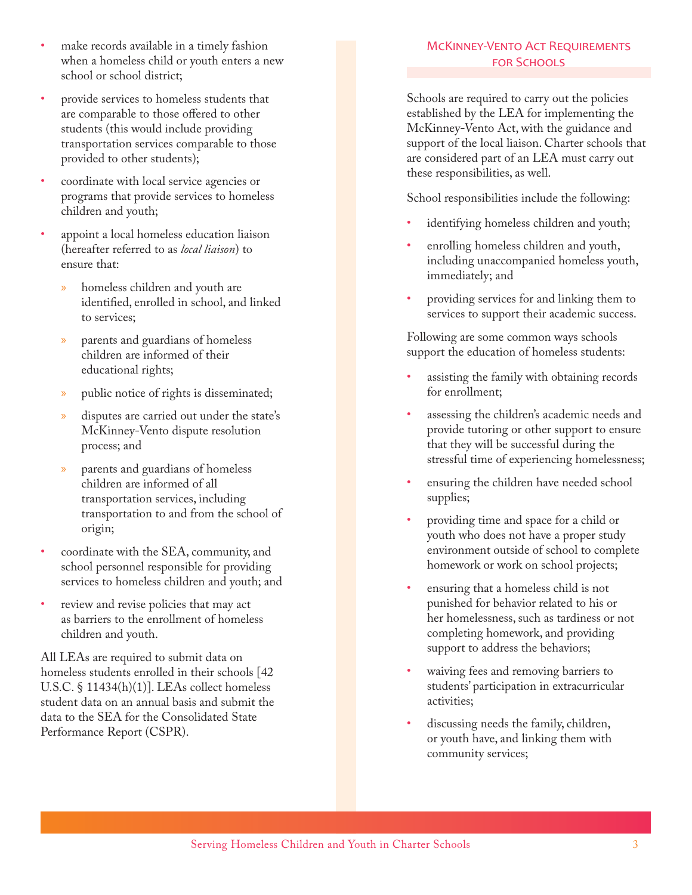- make records available in a timely fashion when a homeless child or youth enters a new school or school district;
- provide services to homeless students that are comparable to those offered to other students (this would include providing transportation services comparable to those provided to other students);
- coordinate with local service agencies or programs that provide services to homeless children and youth;
- appoint a local homeless education liaison (hereafter referred to as *local liaison*) to ensure that:
  - homeless children and youth are identified, enrolled in school, and linked to services;
  - parents and guardians of homeless children are informed of their educational rights;
  - public notice of rights is disseminated;
  - disputes are carried out under the state's McKinney-Vento dispute resolution process; and
  - parents and guardians of homeless children are informed of all transportation services, including transportation to and from the school of origin;
- coordinate with the SEA, community, and school personnel responsible for providing services to homeless children and youth; and
- review and revise policies that may act as barriers to the enrollment of homeless children and youth.

All LEAs are required to submit data on homeless students enrolled in their schools [42 U.S.C. § 11434(h)(1)]. LEAs collect homeless student data on an annual basis and submit the data to the SEA for the Consolidated State Performance Report (CSPR).

## McKinney-Vento Act Requirements for Schools

Schools are required to carry out the policies established by the LEA for implementing the McKinney-Vento Act, with the guidance and support of the local liaison. Charter schools that are considered part of an LEA must carry out these responsibilities, as well.

School responsibilities include the following:

- identifying homeless children and youth;
- enrolling homeless children and youth, including unaccompanied homeless youth, immediately; and
- providing services for and linking them to services to support their academic success.

Following are some common ways schools support the education of homeless students:

- assisting the family with obtaining records for enrollment;
- assessing the children's academic needs and provide tutoring or other support to ensure that they will be successful during the stressful time of experiencing homelessness;
- ensuring the children have needed school supplies;
- providing time and space for a child or youth who does not have a proper study environment outside of school to complete homework or work on school projects;
- ensuring that a homeless child is not punished for behavior related to his or her homelessness, such as tardiness or not completing homework, and providing support to address the behaviors;
- waiving fees and removing barriers to students' participation in extracurricular activities;
- discussing needs the family, children, or youth have, and linking them with community services;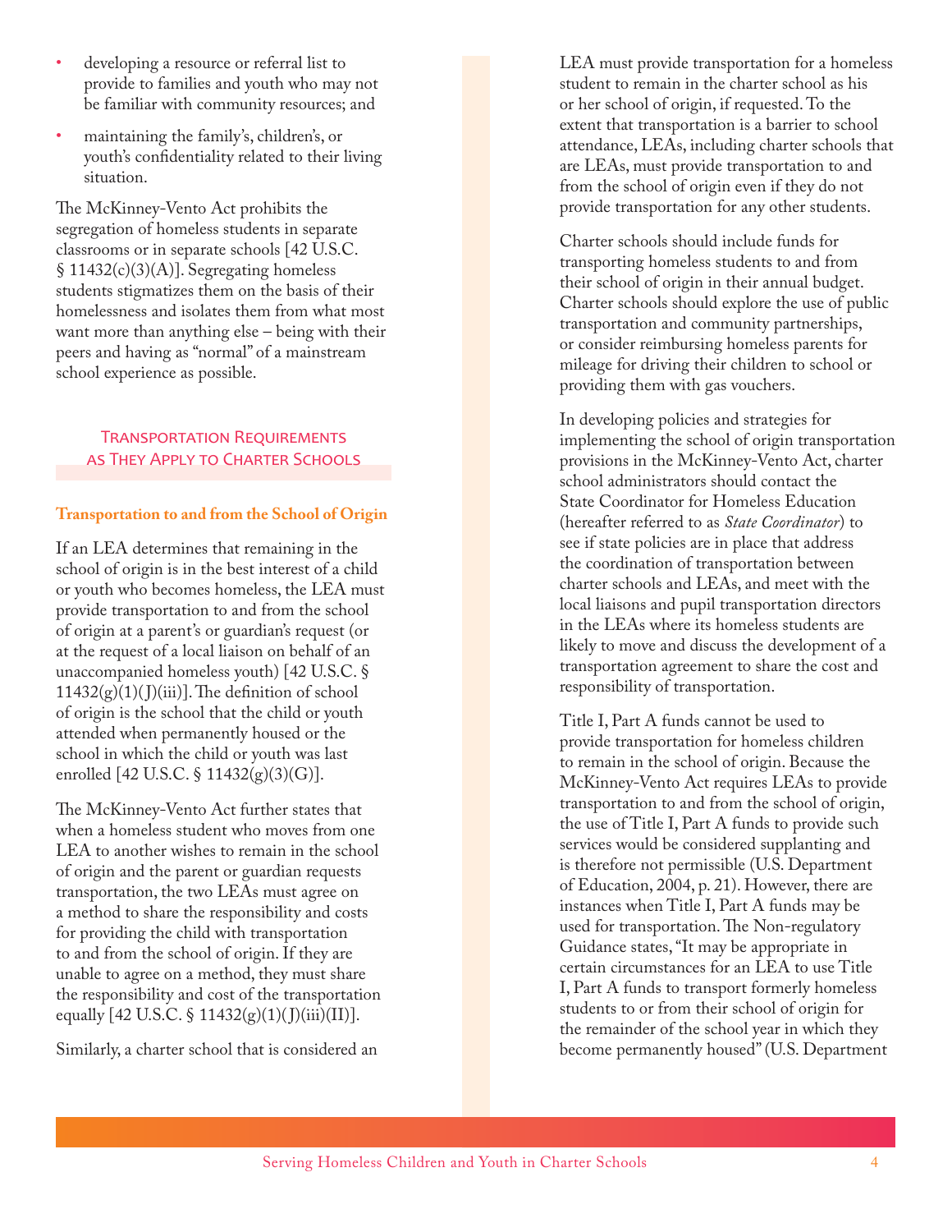- developing a resource or referral list to provide to families and youth who may not be familiar with community resources; and
- maintaining the family's, children's, or youth's confidentiality related to their living situation.

The McKinney-Vento Act prohibits the segregation of homeless students in separate classrooms or in separate schools [42 U.S.C. § 11432(c)(3)(A)]. Segregating homeless students stigmatizes them on the basis of their homelessness and isolates them from what most want more than anything else – being with their peers and having as "normal" of a mainstream school experience as possible.

## Transportation Requirements as They Apply to Charter Schools

### Transportation to and from the School of Origin

If an LEA determines that remaining in the school of origin is in the best interest of a child or youth who becomes homeless, the LEA must provide transportation to and from the school of origin at a parent's or guardian's request (or at the request of a local liaison on behalf of an unaccompanied homeless youth) [42 U.S.C. § 11432(g)(1)(J)(iii)]. The definition of school of origin is the school that the child or youth attended when permanently housed or the school in which the child or youth was last enrolled [42 U.S.C. § 11432(g)(3)(G)].

The McKinney-Vento Act further states that when a homeless student who moves from one LEA to another wishes to remain in the school of origin and the parent or guardian requests transportation, the two LEAs must agree on a method to share the responsibility and costs for providing the child with transportation to and from the school of origin. If they are unable to agree on a method, they must share the responsibility and cost of the transportation equally [42 U.S.C. § 11432(g)(1)(J)(iii)(II)].

Similarly, a charter school that is considered an LEA must provide transportation for a homeless student to remain in the charter school as his or her school of origin, if requested. To the extent that transportation is a barrier to school attendance, LEAs, including charter schools that are LEAs, must provide transportation to and from the school of origin even if they do not provide transportation for any other students.

Charter schools should include funds for transporting homeless students to and from their school of origin in their annual budget. Charter schools should explore the use of public transportation and community partnerships, or consider reimbursing homeless parents for mileage for driving their children to school or providing them with gas vouchers.

In developing policies and strategies for implementing the school of origin transportation provisions in the McKinney-Vento Act, charter school administrators should contact the State Coordinator for Homeless Education (hereafter referred to as *State Coordinator*) to see if state policies are in place that address the coordination of transportation between charter schools and LEAs, and meet with the local liaisons and pupil transportation directors in the LEAs where its homeless students are likely to move and discuss the development of a transportation agreement to share the cost and responsibility of transportation.

Title I, Part A funds cannot be used to provide transportation for homeless children to remain in the school of origin. Because the McKinney-Vento Act requires LEAs to provide transportation to and from the school of origin, the use of Title I, Part A funds to provide such services would be considered supplanting and is therefore not permissible (U.S. Department of Education, 2004, p. 21). However, there are instances when Title I, Part A funds may be used for transportation. The Non-regulatory Guidance states, "It may be appropriate in certain circumstances for an LEA to use Title I, Part A funds to transport formerly homeless students to or from their school of origin for the remainder of the school year in which they become permanently housed" (U.S. Department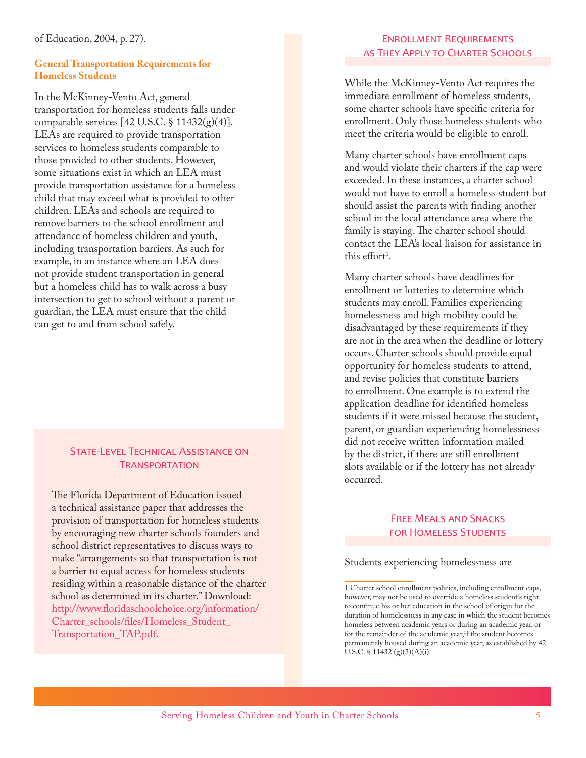of Education, 2004, p. 27).

### General Transportation Requirements for Homeless Students

In the McKinney-Vento Act, general transportation for homeless students falls under comparable services [42 U.S.C. § 11432(g)(4)]. LEAs are required to provide transportation services to homeless students comparable to those provided to other students. However, some situations exist in which an LEA must provide transportation assistance for a homeless child that may exceed what is provided to other children. LEAs and schools are required to remove barriers to the school enrollment and attendance of homeless children and youth, including transportation barriers. As such for example, in an instance where an LEA does not provide student transportation in general but a homeless child has to walk across a busy intersection to get to school without a parent or guardian, the LEA must ensure that the child can get to and from school safely.

### State-Level Technical Assistance on Transportation

The Florida Department of Education issued a technical assistance paper that addresses the provision of transportation for homeless students by encouraging new charter schools founders and school district representatives to discuss ways to make "arrangements so that transportation is not a barrier to equal access for homeless students residing within a reasonable distance of the charter school as determined in its charter." Download: http://www.floridaschoolchoice.org/information/Charter_schools/files/Homeless_Student_Transportation_TAP.pdf.

### Enrollment Requirements as They Apply to Charter Schools

While the McKinney-Vento Act requires the immediate enrollment of homeless students, some charter schools have specific criteria for enrollment. Only those homeless students who meet the criteria would be eligible to enroll.

Many charter schools have enrollment caps and would violate their charters if the cap were exceeded. In these instances, a charter school would not have to enroll a homeless student but should assist the parents with finding another school in the local attendance area where the family is staying. The charter school should contact the LEA's local liaison for assistance in this effort[1].

Many charter schools have deadlines for enrollment or lotteries to determine which students may enroll. Families experiencing homelessness and high mobility could be disadvantaged by these requirements if they are not in the area when the deadline or lottery occurs. Charter schools should provide equal opportunity for homeless students to attend, and revise policies that constitute barriers to enrollment. One example is to extend the application deadline for identified homeless students if it were missed because the student, parent, or guardian experiencing homelessness did not receive written information mailed by the district, if there are still enrollment slots available or if the lottery has not already occurred.

### Free Meals and Snacks for Homeless Students

Students experiencing homelessness are

---

1 Charter school enrollment policies, including enrollment caps, however, may not be used to override a homeless student's right to continue his or her education in the school of origin for the duration of homelessness in any case in which the student becomes homeless between academic years or during an academic year, or for the remainder of the academic year,if the student becomes permanently housed during an academic year, as established by 42 U.S.C. § 11432 (g)(3)(A)(i).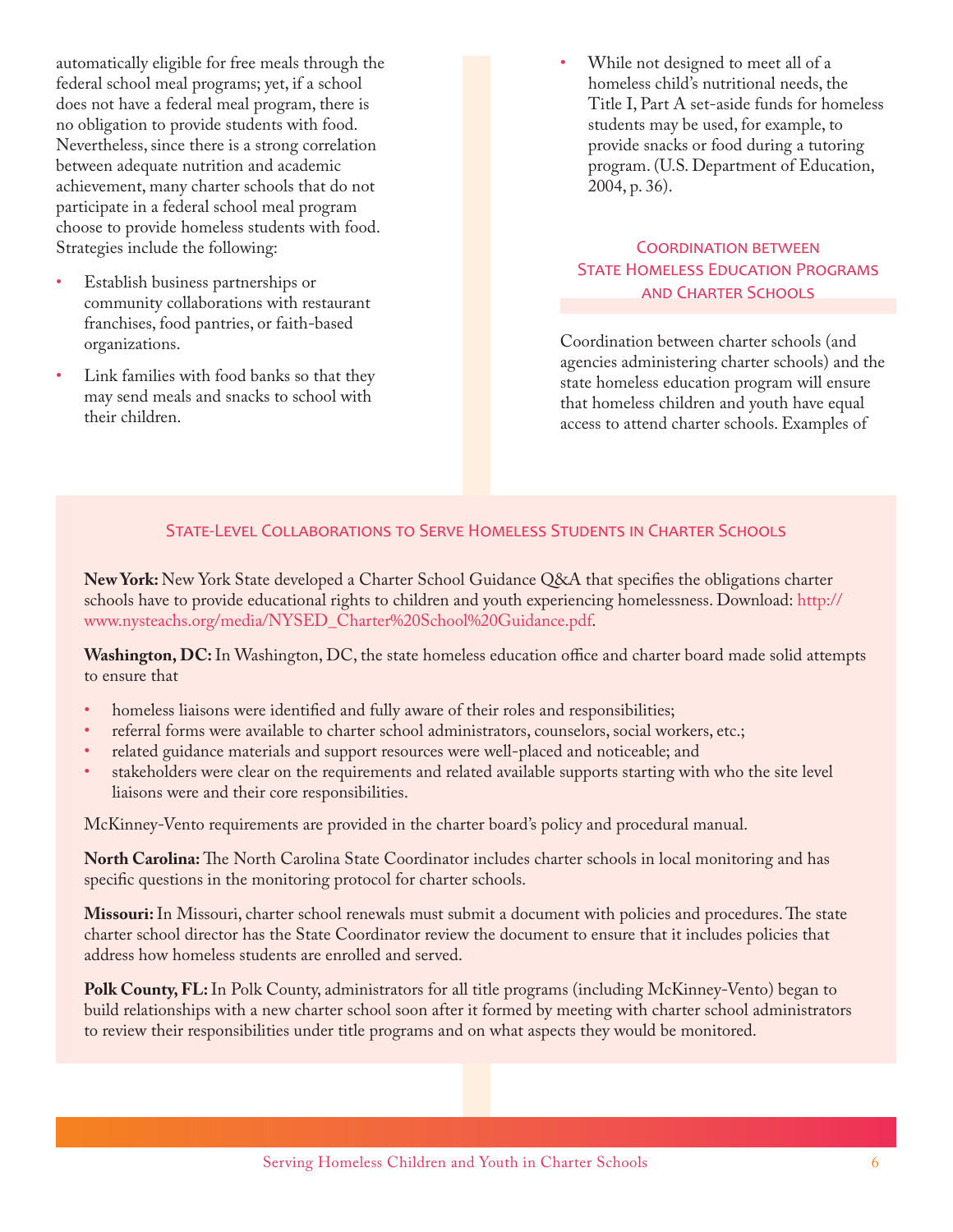automatically eligible for free meals through the federal school meal programs; yet, if a school does not have a federal meal program, there is no obligation to provide students with food. Nevertheless, since there is a strong correlation between adequate nutrition and academic achievement, many charter schools that do not participate in a federal school meal program choose to provide homeless students with food. Strategies include the following:

- Establish business partnerships or community collaborations with restaurant franchises, food pantries, or faith-based organizations.
- Link families with food banks so that they may send meals and snacks to school with their children.
- While not designed to meet all of a homeless child's nutritional needs, the Title I, Part A set-aside funds for homeless students may be used, for example, to provide snacks or food during a tutoring program. (U.S. Department of Education, 2004, p. 36).

## Coordination between State Homeless Education Programs and Charter Schools

Coordination between charter schools (and agencies administering charter schools) and the state homeless education program will ensure that homeless children and youth have equal access to attend charter schools. Examples of

### State-Level Collaborations to Serve Homeless Students in Charter Schools

**New York:** New York State developed a Charter School Guidance Q&A that specifies the obligations charter schools have to provide educational rights to children and youth experiencing homelessness. Download: http://www.nysteachs.org/media/NYSED_Charter%20School%20Guidance.pdf.

**Washington, DC:** In Washington, DC, the state homeless education office and charter board made solid attempts to ensure that

- homeless liaisons were identified and fully aware of their roles and responsibilities;
- referral forms were available to charter school administrators, counselors, social workers, etc.;
- related guidance materials and support resources were well-placed and noticeable; and
- stakeholders were clear on the requirements and related available supports starting with who the site level liaisons were and their core responsibilities.

McKinney-Vento requirements are provided in the charter board's policy and procedural manual.

**North Carolina:** The North Carolina State Coordinator includes charter schools in local monitoring and has specific questions in the monitoring protocol for charter schools.

**Missouri:** In Missouri, charter school renewals must submit a document with policies and procedures. The state charter school director has the State Coordinator review the document to ensure that it includes policies that address how homeless students are enrolled and served.

**Polk County, FL:** In Polk County, administrators for all title programs (including McKinney-Vento) began to build relationships with a new charter school soon after it formed by meeting with charter school administrators to review their responsibilities under title programs and on what aspects they would be monitored.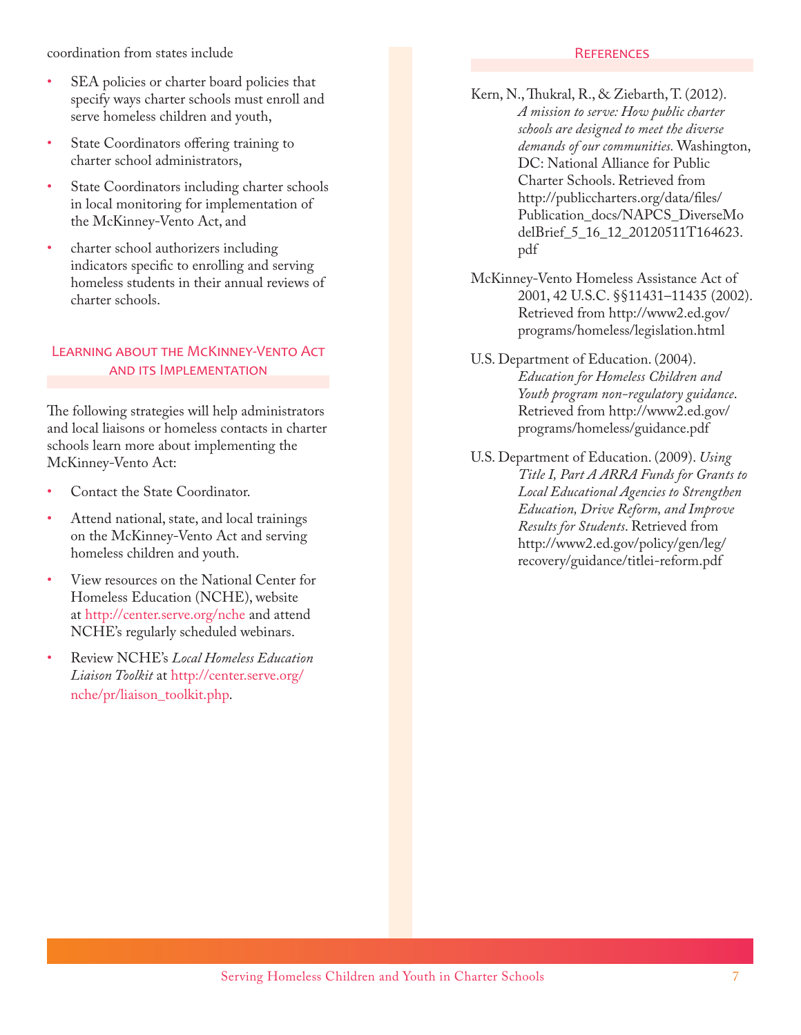coordination from states include

- SEA policies or charter board policies that specify ways charter schools must enroll and serve homeless children and youth,
- State Coordinators offering training to charter school administrators,
- State Coordinators including charter schools in local monitoring for implementation of the McKinney-Vento Act, and
- charter school authorizers including indicators specific to enrolling and serving homeless students in their annual reviews of charter schools.

## Learning about the McKinney-Vento Act and its Implementation

The following strategies will help administrators and local liaisons or homeless contacts in charter schools learn more about implementing the McKinney-Vento Act:

- Contact the State Coordinator.
- Attend national, state, and local trainings on the McKinney-Vento Act and serving homeless children and youth.
- View resources on the National Center for Homeless Education (NCHE), website at http://center.serve.org/nche and attend NCHE's regularly scheduled webinars.
- Review NCHE's *Local Homeless Education Liaison Toolkit* at http://center.serve.org/nche/pr/liaison_toolkit.php.

## References

Kern, N., Thukral, R., & Ziebarth, T. (2012). *A mission to serve: How public charter schools are designed to meet the diverse demands of our communities.* Washington, DC: National Alliance for Public Charter Schools. Retrieved from http://publiccharters.org/data/files/Publication_docs/NAPCS_DiverseModelBrief_5_16_12_20120511T164623.pdf

McKinney-Vento Homeless Assistance Act of 2001, 42 U.S.C. §§11431–11435 (2002). Retrieved from http://www2.ed.gov/programs/homeless/legislation.html

U.S. Department of Education. (2004). *Education for Homeless Children and Youth program non-regulatory guidance*. Retrieved from http://www2.ed.gov/programs/homeless/guidance.pdf

U.S. Department of Education. (2009). *Using Title I, Part A ARRA Funds for Grants to Local Educational Agencies to Strengthen Education, Drive Reform, and Improve Results for Students*. Retrieved from http://www2.ed.gov/policy/gen/leg/recovery/guidance/titlei-reform.pdf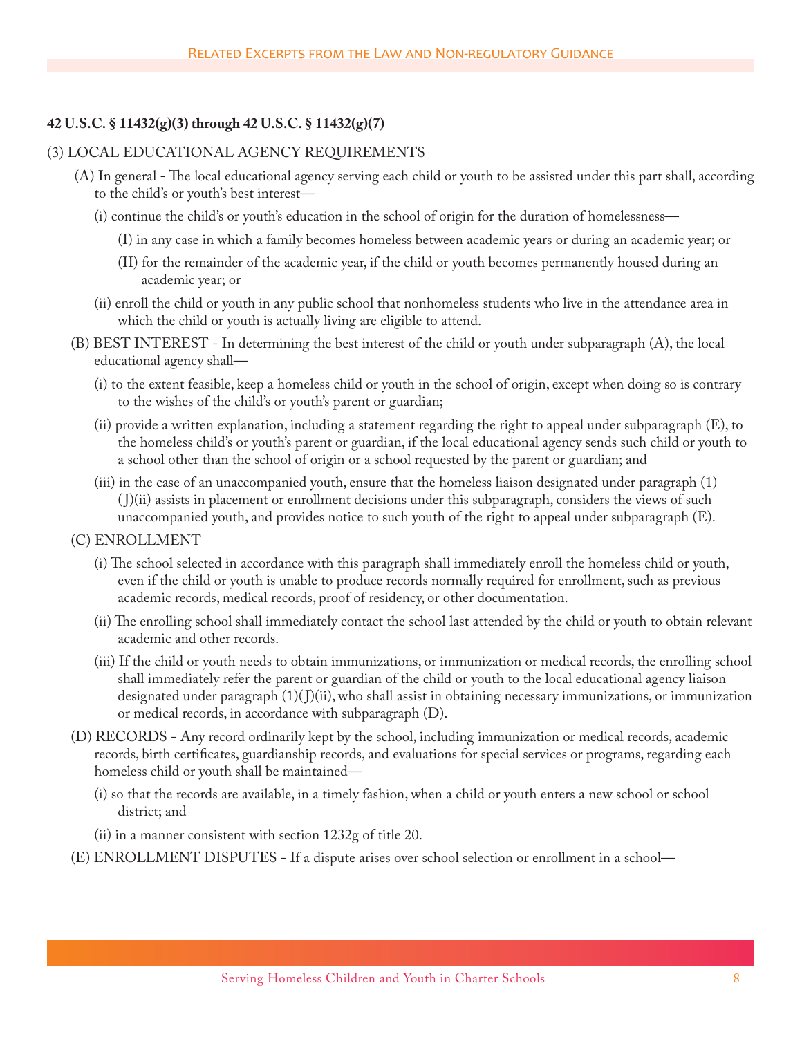**42 U.S.C. § 11432(g)(3) through 42 U.S.C. § 11432(g)(7)**

(3) LOCAL EDUCATIONAL AGENCY REQUIREMENTS

(A) In general - The local educational agency serving each child or youth to be assisted under this part shall, according to the child's or youth's best interest—

(i) continue the child's or youth's education in the school of origin for the duration of homelessness—

(I) in any case in which a family becomes homeless between academic years or during an academic year; or

(II) for the remainder of the academic year, if the child or youth becomes permanently housed during an academic year; or

(ii) enroll the child or youth in any public school that nonhomeless students who live in the attendance area in which the child or youth is actually living are eligible to attend.

(B) BEST INTEREST - In determining the best interest of the child or youth under subparagraph (A), the local educational agency shall—

(i) to the extent feasible, keep a homeless child or youth in the school of origin, except when doing so is contrary to the wishes of the child's or youth's parent or guardian;

(ii) provide a written explanation, including a statement regarding the right to appeal under subparagraph (E), to the homeless child's or youth's parent or guardian, if the local educational agency sends such child or youth to a school other than the school of origin or a school requested by the parent or guardian; and

(iii) in the case of an unaccompanied youth, ensure that the homeless liaison designated under paragraph (1)(J)(ii) assists in placement or enrollment decisions under this subparagraph, considers the views of such unaccompanied youth, and provides notice to such youth of the right to appeal under subparagraph (E).

(C) ENROLLMENT

(i) The school selected in accordance with this paragraph shall immediately enroll the homeless child or youth, even if the child or youth is unable to produce records normally required for enrollment, such as previous academic records, medical records, proof of residency, or other documentation.

(ii) The enrolling school shall immediately contact the school last attended by the child or youth to obtain relevant academic and other records.

(iii) If the child or youth needs to obtain immunizations, or immunization or medical records, the enrolling school shall immediately refer the parent or guardian of the child or youth to the local educational agency liaison designated under paragraph (1)(J)(ii), who shall assist in obtaining necessary immunizations, or immunization or medical records, in accordance with subparagraph (D).

(D) RECORDS - Any record ordinarily kept by the school, including immunization or medical records, academic records, birth certificates, guardianship records, and evaluations for special services or programs, regarding each homeless child or youth shall be maintained—

(i) so that the records are available, in a timely fashion, when a child or youth enters a new school or school district; and

(ii) in a manner consistent with section 1232g of title 20.

(E) ENROLLMENT DISPUTES - If a dispute arises over school selection or enrollment in a school—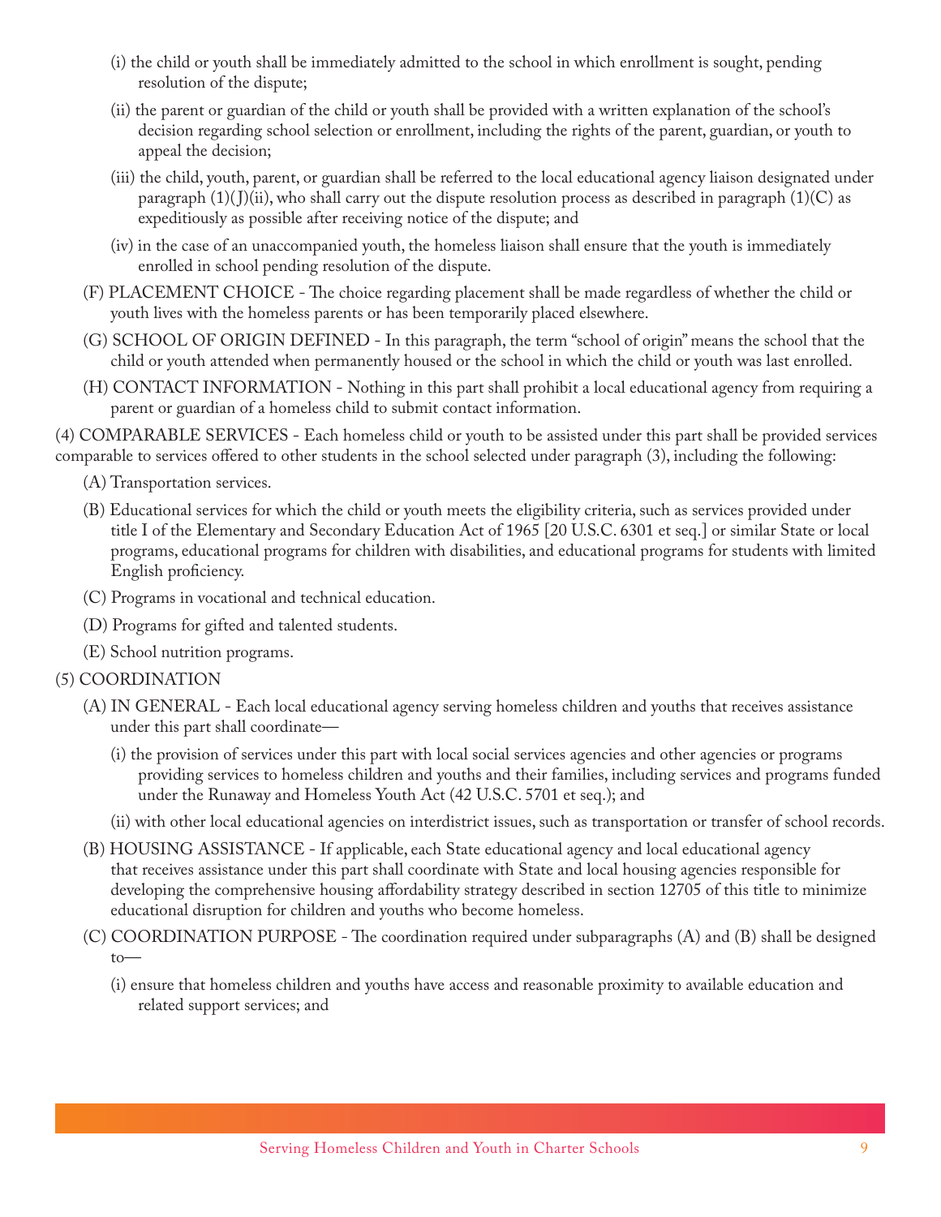(i) the child or youth shall be immediately admitted to the school in which enrollment is sought, pending resolution of the dispute;

(ii) the parent or guardian of the child or youth shall be provided with a written explanation of the school's decision regarding school selection or enrollment, including the rights of the parent, guardian, or youth to appeal the decision;

(iii) the child, youth, parent, or guardian shall be referred to the local educational agency liaison designated under paragraph (1)(J)(ii), who shall carry out the dispute resolution process as described in paragraph (1)(C) as expeditiously as possible after receiving notice of the dispute; and

(iv) in the case of an unaccompanied youth, the homeless liaison shall ensure that the youth is immediately enrolled in school pending resolution of the dispute.

(F) PLACEMENT CHOICE - The choice regarding placement shall be made regardless of whether the child or youth lives with the homeless parents or has been temporarily placed elsewhere.

(G) SCHOOL OF ORIGIN DEFINED - In this paragraph, the term "school of origin" means the school that the child or youth attended when permanently housed or the school in which the child or youth was last enrolled.

(H) CONTACT INFORMATION - Nothing in this part shall prohibit a local educational agency from requiring a parent or guardian of a homeless child to submit contact information.

(4) COMPARABLE SERVICES - Each homeless child or youth to be assisted under this part shall be provided services comparable to services offered to other students in the school selected under paragraph (3), including the following:

(A) Transportation services.

(B) Educational services for which the child or youth meets the eligibility criteria, such as services provided under title I of the Elementary and Secondary Education Act of 1965 [20 U.S.C. 6301 et seq.] or similar State or local programs, educational programs for children with disabilities, and educational programs for students with limited English proficiency.

(C) Programs in vocational and technical education.

(D) Programs for gifted and talented students.

(E) School nutrition programs.

(5) COORDINATION

(A) IN GENERAL - Each local educational agency serving homeless children and youths that receives assistance under this part shall coordinate—

(i) the provision of services under this part with local social services agencies and other agencies or programs providing services to homeless children and youths and their families, including services and programs funded under the Runaway and Homeless Youth Act (42 U.S.C. 5701 et seq.); and

(ii) with other local educational agencies on interdistrict issues, such as transportation or transfer of school records.

(B) HOUSING ASSISTANCE - If applicable, each State educational agency and local educational agency that receives assistance under this part shall coordinate with State and local housing agencies responsible for developing the comprehensive housing affordability strategy described in section 12705 of this title to minimize educational disruption for children and youths who become homeless.

(C) COORDINATION PURPOSE - The coordination required under subparagraphs (A) and (B) shall be designed to—

(i) ensure that homeless children and youths have access and reasonable proximity to available education and related support services; and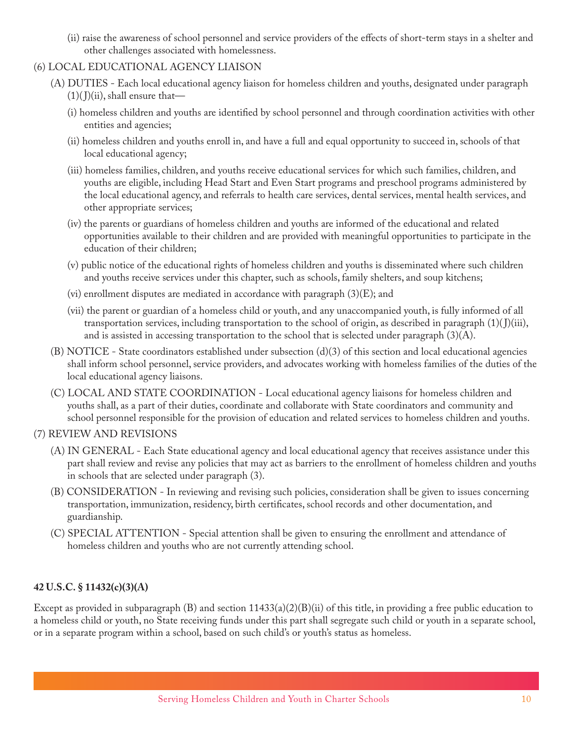(ii) raise the awareness of school personnel and service providers of the effects of short-term stays in a shelter and other challenges associated with homelessness.

(6) LOCAL EDUCATIONAL AGENCY LIAISON

(A) DUTIES - Each local educational agency liaison for homeless children and youths, designated under paragraph (1)(J)(ii), shall ensure that—

(i) homeless children and youths are identified by school personnel and through coordination activities with other entities and agencies;

(ii) homeless children and youths enroll in, and have a full and equal opportunity to succeed in, schools of that local educational agency;

(iii) homeless families, children, and youths receive educational services for which such families, children, and youths are eligible, including Head Start and Even Start programs and preschool programs administered by the local educational agency, and referrals to health care services, dental services, mental health services, and other appropriate services;

(iv) the parents or guardians of homeless children and youths are informed of the educational and related opportunities available to their children and are provided with meaningful opportunities to participate in the education of their children;

(v) public notice of the educational rights of homeless children and youths is disseminated where such children and youths receive services under this chapter, such as schools, family shelters, and soup kitchens;

(vi) enrollment disputes are mediated in accordance with paragraph (3)(E); and

(vii) the parent or guardian of a homeless child or youth, and any unaccompanied youth, is fully informed of all transportation services, including transportation to the school of origin, as described in paragraph (1)(J)(iii), and is assisted in accessing transportation to the school that is selected under paragraph (3)(A).

(B) NOTICE - State coordinators established under subsection (d)(3) of this section and local educational agencies shall inform school personnel, service providers, and advocates working with homeless families of the duties of the local educational agency liaisons.

(C) LOCAL AND STATE COORDINATION - Local educational agency liaisons for homeless children and youths shall, as a part of their duties, coordinate and collaborate with State coordinators and community and school personnel responsible for the provision of education and related services to homeless children and youths.

(7) REVIEW AND REVISIONS

(A) IN GENERAL - Each State educational agency and local educational agency that receives assistance under this part shall review and revise any policies that may act as barriers to the enrollment of homeless children and youths in schools that are selected under paragraph (3).

(B) CONSIDERATION - In reviewing and revising such policies, consideration shall be given to issues concerning transportation, immunization, residency, birth certificates, school records and other documentation, and guardianship.

(C) SPECIAL ATTENTION - Special attention shall be given to ensuring the enrollment and attendance of homeless children and youths who are not currently attending school.

**42 U.S.C. § 11432(c)(3)(A)**

Except as provided in subparagraph (B) and section 11433(a)(2)(B)(ii) of this title, in providing a free public education to a homeless child or youth, no State receiving funds under this part shall segregate such child or youth in a separate school, or in a separate program within a school, based on such child's or youth's status as homeless.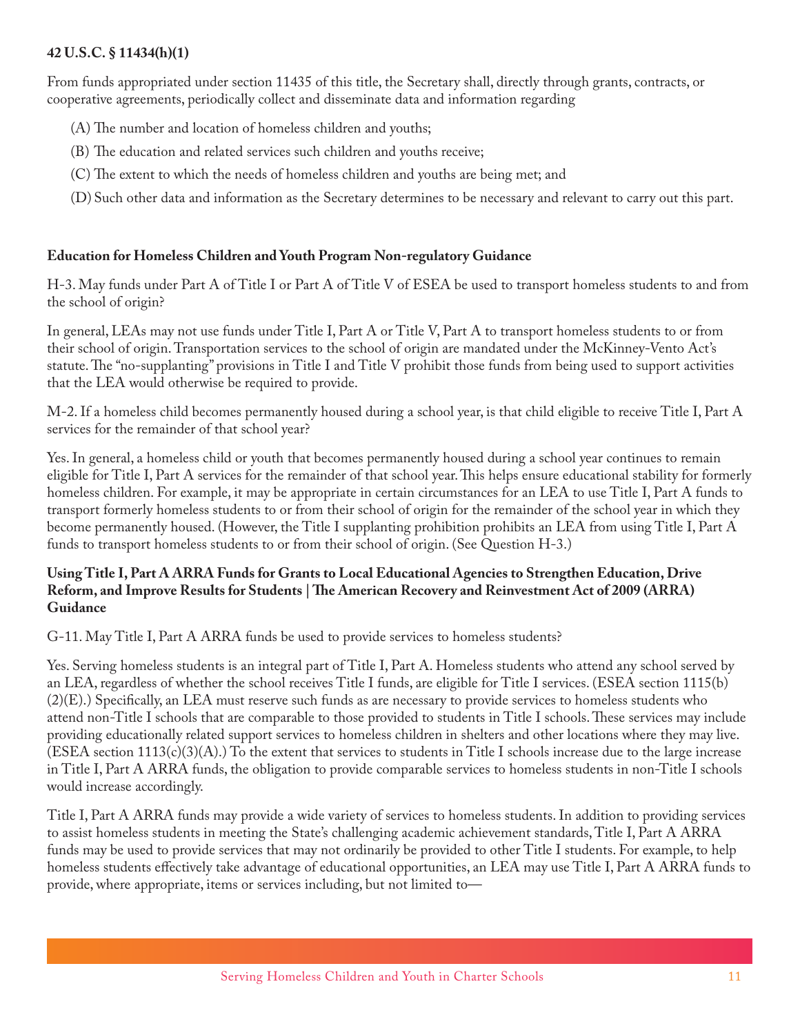**42 U.S.C. § 11434(h)(1)**

From funds appropriated under section 11435 of this title, the Secretary shall, directly through grants, contracts, or cooperative agreements, periodically collect and disseminate data and information regarding

(A) The number and location of homeless children and youths;

(B) The education and related services such children and youths receive;

(C) The extent to which the needs of homeless children and youths are being met; and

(D) Such other data and information as the Secretary determines to be necessary and relevant to carry out this part.

**Education for Homeless Children and Youth Program Non-regulatory Guidance**

H-3. May funds under Part A of Title I or Part A of Title V of ESEA be used to transport homeless students to and from the school of origin?

In general, LEAs may not use funds under Title I, Part A or Title V, Part A to transport homeless students to or from their school of origin. Transportation services to the school of origin are mandated under the McKinney-Vento Act's statute. The "no-supplanting" provisions in Title I and Title V prohibit those funds from being used to support activities that the LEA would otherwise be required to provide.

M-2. If a homeless child becomes permanently housed during a school year, is that child eligible to receive Title I, Part A services for the remainder of that school year?

Yes. In general, a homeless child or youth that becomes permanently housed during a school year continues to remain eligible for Title I, Part A services for the remainder of that school year. This helps ensure educational stability for formerly homeless children. For example, it may be appropriate in certain circumstances for an LEA to use Title I, Part A funds to transport formerly homeless students to or from their school of origin for the remainder of the school year in which they become permanently housed. (However, the Title I supplanting prohibition prohibits an LEA from using Title I, Part A funds to transport homeless students to or from their school of origin. (See Question H-3.)

**Using Title I, Part A ARRA Funds for Grants to Local Educational Agencies to Strengthen Education, Drive Reform, and Improve Results for Students | The American Recovery and Reinvestment Act of 2009 (ARRA) Guidance**

G-11. May Title I, Part A ARRA funds be used to provide services to homeless students?

Yes. Serving homeless students is an integral part of Title I, Part A. Homeless students who attend any school served by an LEA, regardless of whether the school receives Title I funds, are eligible for Title I services. (ESEA section 1115(b)(2)(E).) Specifically, an LEA must reserve such funds as are necessary to provide services to homeless students who attend non-Title I schools that are comparable to those provided to students in Title I schools. These services may include providing educationally related support services to homeless children in shelters and other locations where they may live. (ESEA section 1113(c)(3)(A).) To the extent that services to students in Title I schools increase due to the large increase in Title I, Part A ARRA funds, the obligation to provide comparable services to homeless students in non-Title I schools would increase accordingly.

Title I, Part A ARRA funds may provide a wide variety of services to homeless students. In addition to providing services to assist homeless students in meeting the State's challenging academic achievement standards, Title I, Part A ARRA funds may be used to provide services that may not ordinarily be provided to other Title I students. For example, to help homeless students effectively take advantage of educational opportunities, an LEA may use Title I, Part A ARRA funds to provide, where appropriate, items or services including, but not limited to—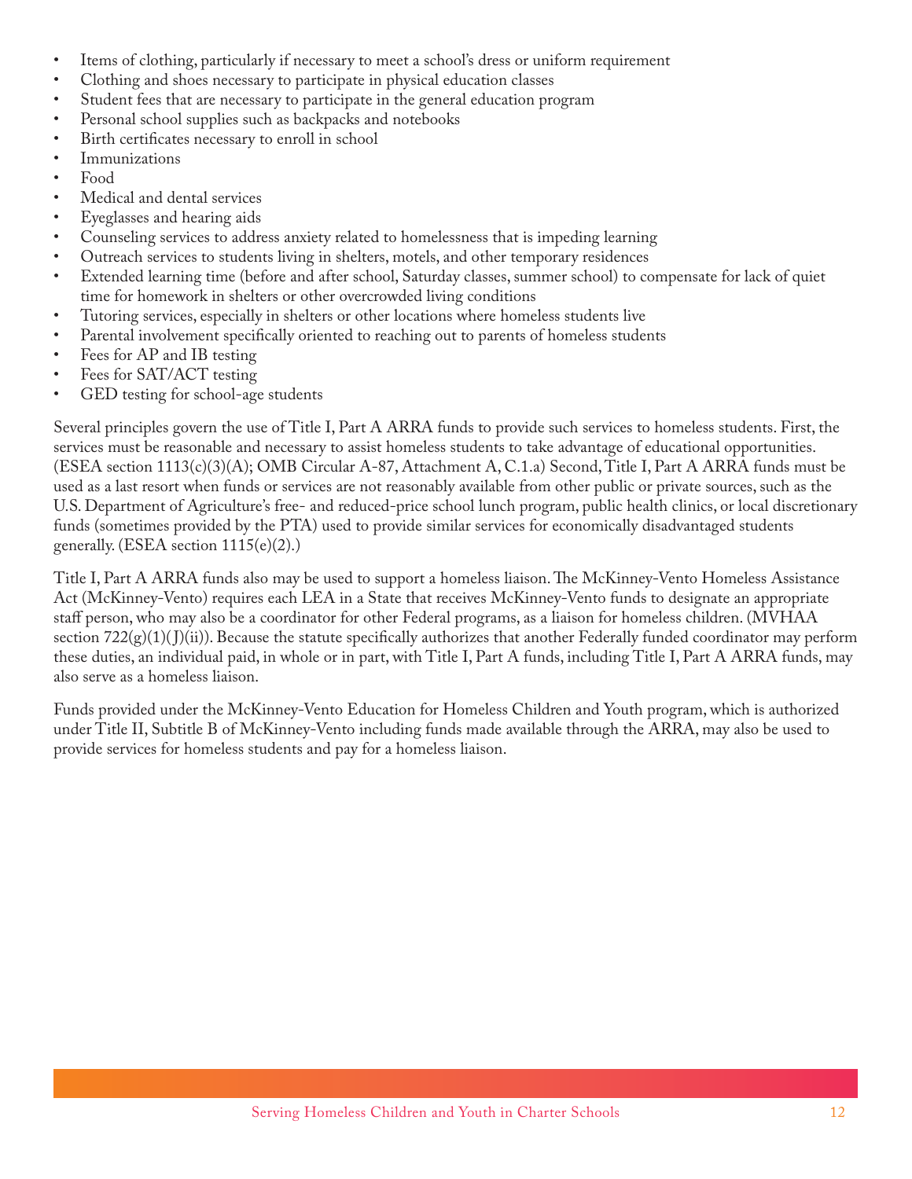- Items of clothing, particularly if necessary to meet a school's dress or uniform requirement
- Clothing and shoes necessary to participate in physical education classes
- Student fees that are necessary to participate in the general education program
- Personal school supplies such as backpacks and notebooks
- Birth certificates necessary to enroll in school
- Immunizations
- Food
- Medical and dental services
- Eyeglasses and hearing aids
- Counseling services to address anxiety related to homelessness that is impeding learning
- Outreach services to students living in shelters, motels, and other temporary residences
- Extended learning time (before and after school, Saturday classes, summer school) to compensate for lack of quiet time for homework in shelters or other overcrowded living conditions
- Tutoring services, especially in shelters or other locations where homeless students live
- Parental involvement specifically oriented to reaching out to parents of homeless students
- Fees for AP and IB testing
- Fees for SAT/ACT testing
- GED testing for school-age students

Several principles govern the use of Title I, Part A ARRA funds to provide such services to homeless students. First, the services must be reasonable and necessary to assist homeless students to take advantage of educational opportunities. (ESEA section 1113(c)(3)(A); OMB Circular A-87, Attachment A, C.1.a) Second, Title I, Part A ARRA funds must be used as a last resort when funds or services are not reasonably available from other public or private sources, such as the U.S. Department of Agriculture's free- and reduced-price school lunch program, public health clinics, or local discretionary funds (sometimes provided by the PTA) used to provide similar services for economically disadvantaged students generally. (ESEA section 1115(e)(2).)

Title I, Part A ARRA funds also may be used to support a homeless liaison. The McKinney-Vento Homeless Assistance Act (McKinney-Vento) requires each LEA in a State that receives McKinney-Vento funds to designate an appropriate staff person, who may also be a coordinator for other Federal programs, as a liaison for homeless children. (MVHAA section 722(g)(1)(J)(ii)). Because the statute specifically authorizes that another Federally funded coordinator may perform these duties, an individual paid, in whole or in part, with Title I, Part A funds, including Title I, Part A ARRA funds, may also serve as a homeless liaison.

Funds provided under the McKinney-Vento Education for Homeless Children and Youth program, which is authorized under Title II, Subtitle B of McKinney-Vento including funds made available through the ARRA, may also be used to provide services for homeless students and pay for a homeless liaison.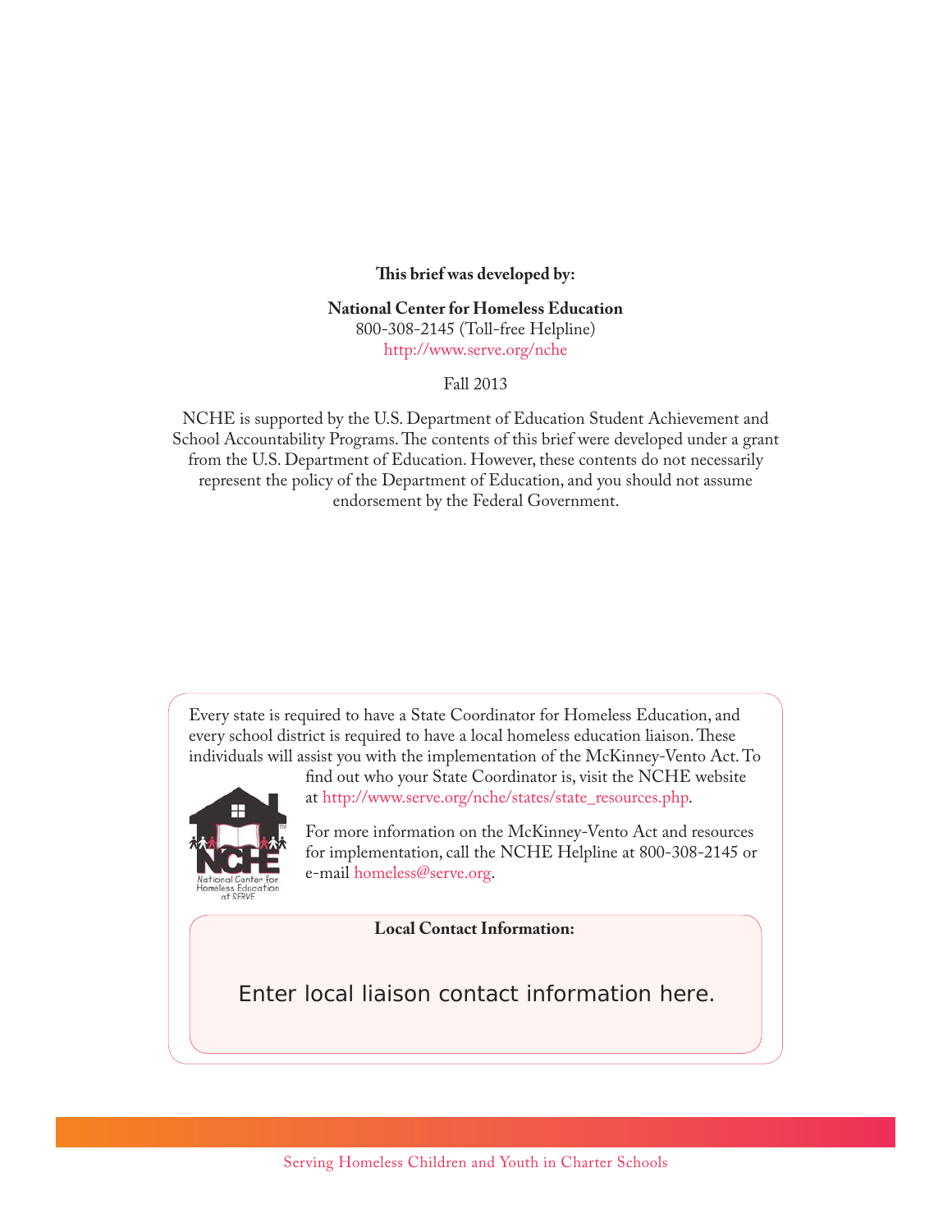**This brief was developed by:**

**National Center for Homeless Education**
800-308-2145 (Toll-free Helpline)
http://www.serve.org/nche

Fall 2013

NCHE is supported by the U.S. Department of Education Student Achievement and School Accountability Programs. The contents of this brief were developed under a grant from the U.S. Department of Education. However, these contents do not necessarily represent the policy of the Department of Education, and you should not assume endorsement by the Federal Government.

Every state is required to have a State Coordinator for Homeless Education, and every school district is required to have a local homeless education liaison. These individuals will assist you with the implementation of the McKinney-Vento Act. To find out who your State Coordinator is, visit the NCHE website at http://www.serve.org/nche/states/state_resources.php.

For more information on the McKinney-Vento Act and resources for implementation, call the NCHE Helpline at 800-308-2145 or e-mail homeless@serve.org.

**Local Contact Information:**

Enter local liaison contact information here.